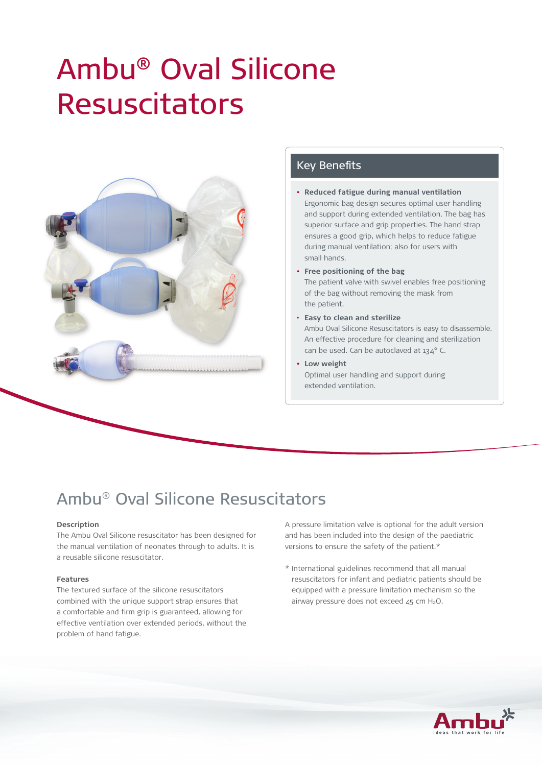# Ambu® Oval Silicone Resuscitators

## Key Benefits

- **Reduced fatigue during manual ventilation**
  Ergonomic bag design secures optimal user handling and support during extended ventilation. The bag has superior surface and grip properties. The hand strap ensures a good grip, which helps to reduce fatigue during manual ventilation; also for users with small hands.
- **Free positioning of the bag**
  The patient valve with swivel enables free positioning of the bag without removing the mask from the patient.
- **Easy to clean and sterilize**
  Ambu Oval Silicone Resuscitators is easy to disassemble. An effective procedure for cleaning and sterilization can be used. Can be autoclaved at 134° C.
- **Low weight**
  Optimal user handling and support during extended ventilation.

## Ambu® Oval Silicone Resuscitators

**Description**

The Ambu Oval Silicone resuscitator has been designed for the manual ventilation of neonates through to adults. It is a reusable silicone resuscitator.

**Features**

The textured surface of the silicone resuscitators combined with the unique support strap ensures that a comfortable and firm grip is guaranteed, allowing for effective ventilation over extended periods, without the problem of hand fatigue.

A pressure limitation valve is optional for the adult version and has been included into the design of the paediatric versions to ensure the safety of the patient.*

* International guidelines recommend that all manual resuscitators for infant and pediatric patients should be equipped with a pressure limitation mechanism so the airway pressure does not exceed 45 cm $H_2O$.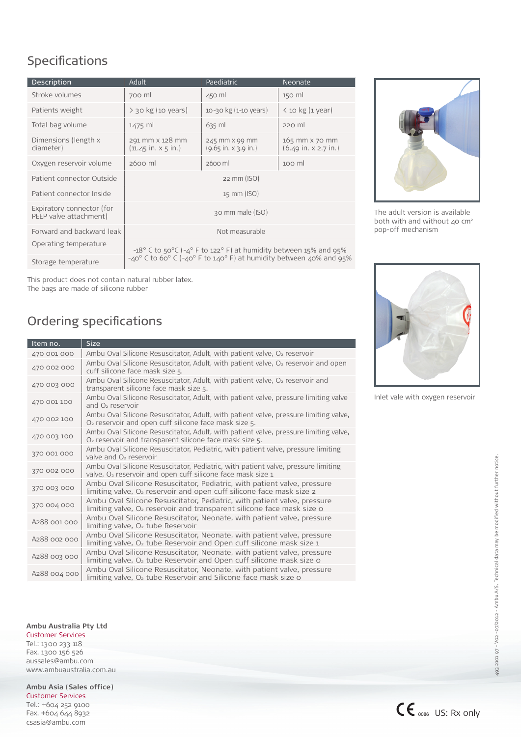## Specifications

| Description | Adult | Paediatric | Neonate |
|---|---|---|---|
| Stroke volumes | 700 ml | 450 ml | 150 ml |
| Patients weight | > 30 kg (10 years) | 10-30 kg (1-10 years) | < 10 kg (1 year) |
| Total bag volume | 1475 ml | 635 ml | 220 ml |
| Dimensions (length x diameter) | 291 mm x 128 mm (11.45 in. x 5 in.) | 245 mm x 99 mm (9.65 in. x 3.9 in.) | 165 mm x 70 mm (6.49 in. x 2.7 in.) |
| Oxygen reservoir volume | 2600 ml | 2600 ml | 100 ml |
| Patient connector Outside | 22 mm (ISO) | | |
| Patient connector Inside | 15 mm (ISO) | | |
| Expiratory connector (for PEEP valve attachment) | 30 mm male (ISO) | | |
| Forward and backward leak | Not measurable | | |
| Operating temperature | -18° C to 50°C (-4° F to 122° F) at humidity between 15% and 95% | | |
| Storage temperature | -40° C to 60° C (-40° F to 140° F) at humidity between 40% and 95% | | |

This product does not contain natural rubber latex.
The bags are made of silicone rubber

The adult version is available both with and without 40 cm² pop-off mechanism

Inlet vale with oxygen reservoir

## Ordering specifications

| Item no. | Size |
|---|---|
| 470 001 000 | Ambu Oval Silicone Resuscitator, Adult, with patient valve, $O_2$ reservoir |
| 470 002 000 | Ambu Oval Silicone Resuscitator, Adult, with patient valve, $O_2$ reservoir and open cuff silicone face mask size 5. |
| 470 003 000 | Ambu Oval Silicone Resuscitator, Adult, with patient valve, $O_2$ reservoir and transparent silicone face mask size 5. |
| 470 001 100 | Ambu Oval Silicone Resuscitator, Adult, with patient valve, pressure limiting valve and $O_2$ reservoir |
| 470 002 100 | Ambu Oval Silicone Resuscitator, Adult, with patient valve, pressure limiting valve, $O_2$ reservoir and open cuff silicone face mask size 5. |
| 470 003 100 | Ambu Oval Silicone Resuscitator, Adult, with patient valve, pressure limiting valve, $O_2$ reservoir and transparent silicone face mask size 5. |
| 370 001 000 | Ambu Oval Silicone Resuscitator, Pediatric, with patient valve, pressure limiting valve and $O_2$ reservoir |
| 370 002 000 | Ambu Oval Silicone Resuscitator, Pediatric, with patient valve, pressure limiting valve, $O_2$ reservoir and open cuff silicone face mask size 1 |
| 370 003 000 | Ambu Oval Silicone Resuscitator, Pediatric, with patient valve, pressure limiting valve, $O_2$ reservoir and open cuff silicone face mask size 2 |
| 370 004 000 | Ambu Oval Silicone Resuscitator, Pediatric, with patient valve, pressure limiting valve, $O_2$ reservoir and transparent silicone face mask size 0 |
| A288 001 000 | Ambu Oval Silicone Resuscitator, Neonate, with patient valve, pressure limiting valve, $O_2$ tube Reservoir |
| A288 002 000 | Ambu Oval Silicone Resuscitator, Neonate, with patient valve, pressure limiting valve, $O_2$ tube Reservoir and Open cuff silicone mask size 1 |
| A288 003 000 | Ambu Oval Silicone Resuscitator, Neonate, with patient valve, pressure limiting valve, $O_2$ tube Reservoir and Open cuff silicone mask size 0 |
| A288 004 000 | Ambu Oval Silicone Resuscitator, Neonate, with patient valve, pressure limiting valve, $O_2$ tube Reservoir and Silicone face mask size 0 |

**Ambu Australia Pty Ltd**
Customer Services
Tel.: 1300 233 118
Fax. 1300 156 526
aussales@ambu.com
www.ambuaustralia.com.au

**Ambu Asia (Sales office)**
Customer Services
Tel.: +604 252 9100
Fax. +604 644 8932
csasia@ambu.com

493 2101 97 - V02 - 07/2012 - Ambu A/S. Technical data may be modified without further notice.

CE 0086 US: Rx only